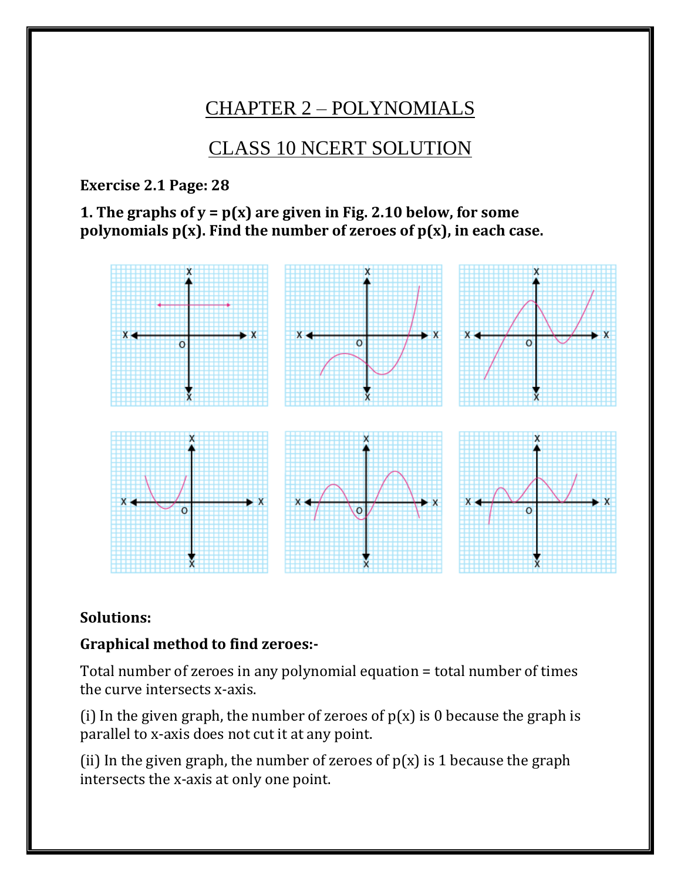# CHAPTER 2 – POLYNOMIALS

## CLASS 10 NCERT SOLUTION

**Exercise 2.1 Page: 28**

**1. The graphs of y = p(x) are given in Fig. 2.10 below, for some polynomials p(x). Find the number of zeroes of p(x), in each case.**

**Solutions:**

**Graphical method to find zeroes:-**

Total number of zeroes in any polynomial equation = total number of times the curve intersects x-axis.

(i) In the given graph, the number of zeroes of p(x) is 0 because the graph is parallel to x-axis does not cut it at any point.

(ii) In the given graph, the number of zeroes of p(x) is 1 because the graph intersects the x-axis at only one point.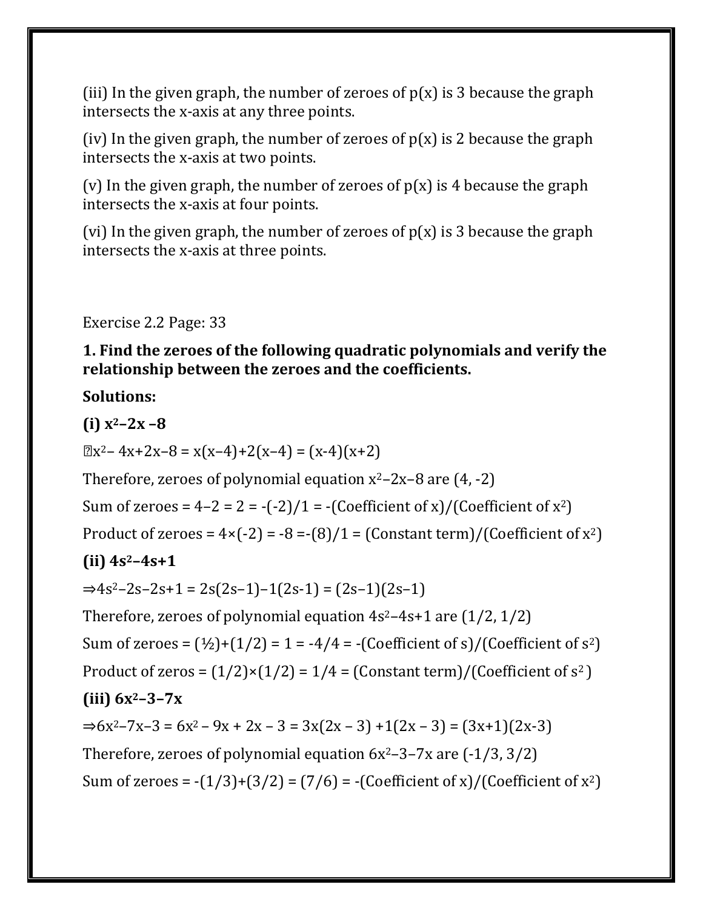(iii) In the given graph, the number of zeroes of $p(x)$ is 3 because the graph intersects the x-axis at any three points.

(iv) In the given graph, the number of zeroes of $p(x)$ is 2 because the graph intersects the x-axis at two points.

(v) In the given graph, the number of zeroes of $p(x)$ is 4 because the graph intersects the x-axis at four points.

(vi) In the given graph, the number of zeroes of $p(x)$ is 3 because the graph intersects the x-axis at three points.

Exercise 2.2 Page: 33

**1. Find the zeroes of the following quadratic polynomials and verify the relationship between the zeroes and the coefficients.**

**Solutions:**

**(i) $x^2-2x-8$**

$\Rightarrow x^2-4x+2x-8 = x(x-4)+2(x-4) = (x-4)(x+2)$

Therefore, zeroes of polynomial equation $x^2-2x-8$ are $(4, -2)$

Sum of zeroes = $4-2 = 2 = -(-2)/1$ = -(Coefficient of x)/(Coefficient of $x^2$)

Product of zeroes = $4\times(-2) = -8 = -(8)/1$ = (Constant term)/(Coefficient of $x^2$)

**(ii) $4s^2-4s+1$**

$\Rightarrow 4s^2-2s-2s+1 = 2s(2s-1)-1(2s-1) = (2s-1)(2s-1)$

Therefore, zeroes of polynomial equation $4s^2-4s+1$ are $(1/2, 1/2)$

Sum of zeroes = $(½)+(1/2) = 1 = -4/4$ = -(Coefficient of s)/(Coefficient of $s^2$)

Product of zeros = $(1/2)\times(1/2) = 1/4$ = (Constant term)/(Coefficient of $s^2$)

**(iii) $6x^2-3-7x$**

$\Rightarrow 6x^2-7x-3 = 6x^2 - 9x + 2x - 3 = 3x(2x - 3) + 1(2x - 3) = (3x+1)(2x-3)$

Therefore, zeroes of polynomial equation $6x^2-3-7x$ are $(-1/3, 3/2)$

Sum of zeroes = $-(1/3)+(3/2) = (7/6)$ = -(Coefficient of x)/(Coefficient of $x^2$)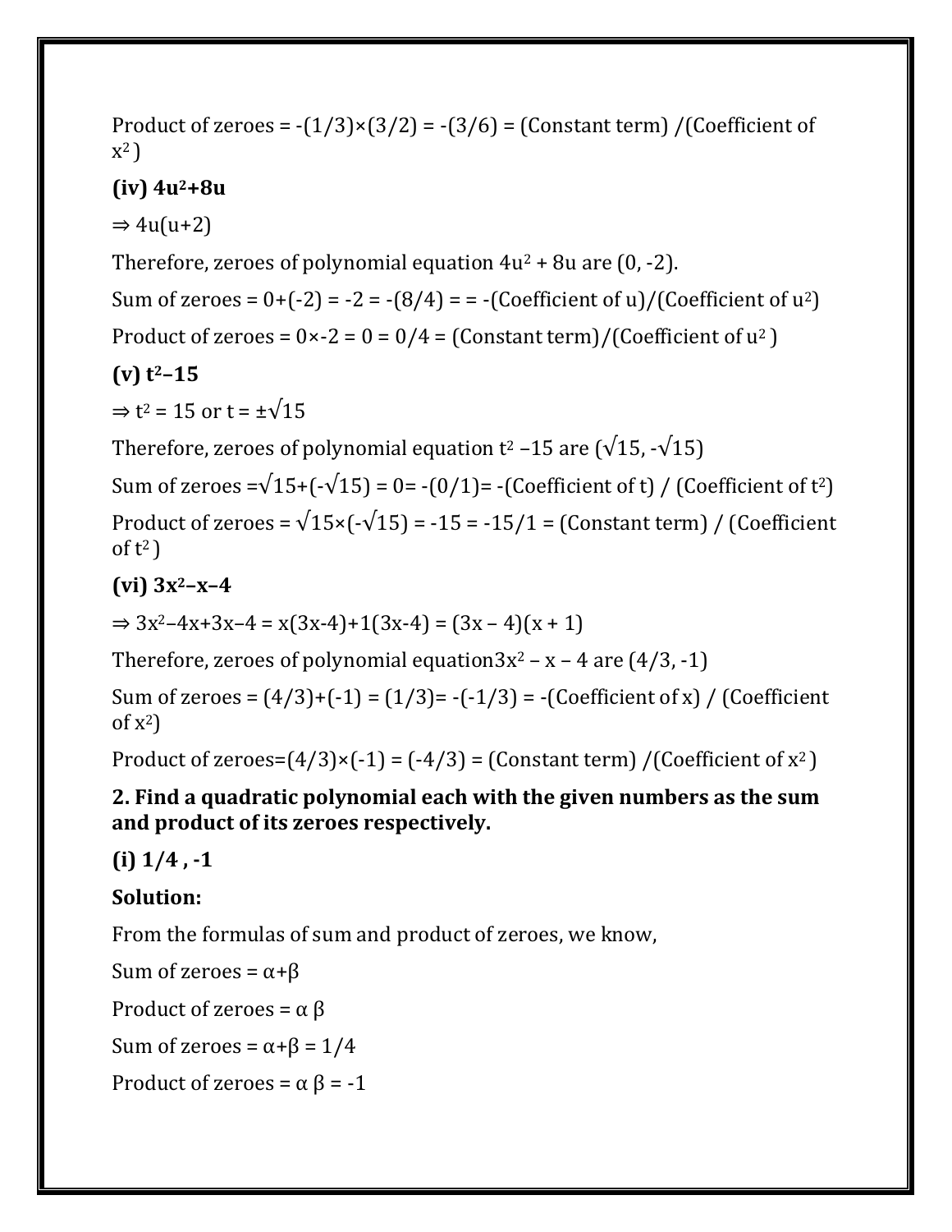Product of zeroes = $-(1/3)\times(3/2) = -(3/6)$ = (Constant term) /(Coefficient of $x^2$ )

**(iv) $4u^2+8u$**

$\Rightarrow 4u(u+2)$

Therefore, zeroes of polynomial equation $4u^2 + 8u$ are $(0, -2)$.

Sum of zeroes = $0+(-2) = -2 = -(8/4)$ = = -(Coefficient of u)/(Coefficient of $u^2$)

Product of zeroes = $0\times-2 = 0 = 0/4$ = (Constant term)/(Coefficient of $u^2$ )

**(v) $t^2–15$**

$\Rightarrow t^2 = 15$ or $t = \pm\sqrt{15}$

Therefore, zeroes of polynomial equation $t^2 –15$ are $(\sqrt{15}, -\sqrt{15})$

Sum of zeroes $=\sqrt{15}+(-\sqrt{15}) = 0= -(0/1)$= -(Coefficient of t) / (Coefficient of $t^2$)

Product of zeroes = $\sqrt{15}\times(-\sqrt{15}) = -15 = -15/1$ = (Constant term) / (Coefficient of $t^2$ )

**(vi) $3x^2–x–4$**

$\Rightarrow 3x^2–4x+3x–4 = x(3x-4)+1(3x-4) = (3x – 4)(x + 1)$

Therefore, zeroes of polynomial equation$3x^2 – x – 4$ are $(4/3, -1)$

Sum of zeroes = $(4/3)+(-1) = (1/3)= -(-1/3)$ = -(Coefficient of x) / (Coefficient of $x^2$)

Product of zeroes=$(4/3)\times(-1) = (-4/3)$ = (Constant term) /(Coefficient of $x^2$ )

**2. Find a quadratic polynomial each with the given numbers as the sum and product of its zeroes respectively.**

**(i) 1/4 , -1**

**Solution:**

From the formulas of sum and product of zeroes, we know,

Sum of zeroes = $\alpha+\beta$

Product of zeroes = $\alpha \beta$

Sum of zeroes = $\alpha+\beta = 1/4$

Product of zeroes = $\alpha \beta = -1$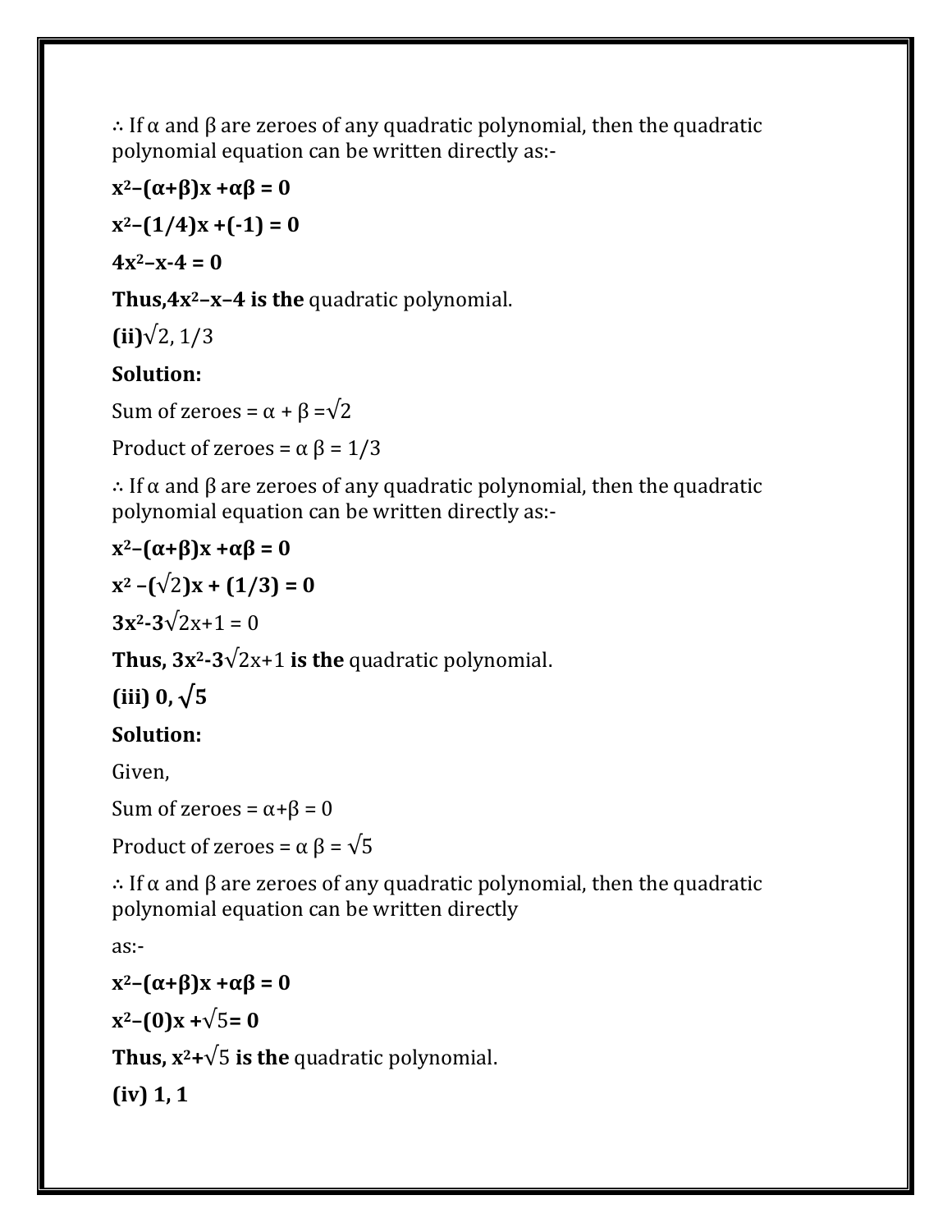∴ If $\alpha$ and $\beta$ are zeroes of any quadratic polynomial, then the quadratic polynomial equation can be written directly as:-

$$x^2-(\alpha+\beta)x+\alpha\beta = 0$$

$$x^2-(1/4)x+(-1) = 0$$

$$4x^2-x-4 = 0$$

**Thus,** $4x^2-x-4$ **is the** quadratic polynomial.

**(ii)** $\sqrt{2}$, $1/3$

**Solution:**

Sum of zeroes = $\alpha + \beta = \sqrt{2}$

Product of zeroes = $\alpha \beta = 1/3$

∴ If $\alpha$ and $\beta$ are zeroes of any quadratic polynomial, then the quadratic polynomial equation can be written directly as:-

$$x^2-(\alpha+\beta)x+\alpha\beta = 0$$

$$x^2-(\sqrt{2})x+(1/3) = 0$$

$$3x^2-3\sqrt{2}x+1 = 0$$

**Thus,** $3x^2-3\sqrt{2}x+1$ **is the** quadratic polynomial.

**(iii) 0,** $\sqrt{5}$

**Solution:**

Given,

Sum of zeroes = $\alpha+\beta = 0$

Product of zeroes = $\alpha \beta = \sqrt{5}$

∴ If $\alpha$ and $\beta$ are zeroes of any quadratic polynomial, then the quadratic polynomial equation can be written directly

as:-

$$x^2-(\alpha+\beta)x+\alpha\beta = 0$$

$$x^2-(0)x+\sqrt{5} = 0$$

**Thus,** $x^2+\sqrt{5}$ **is the** quadratic polynomial.

**(iv) 1, 1**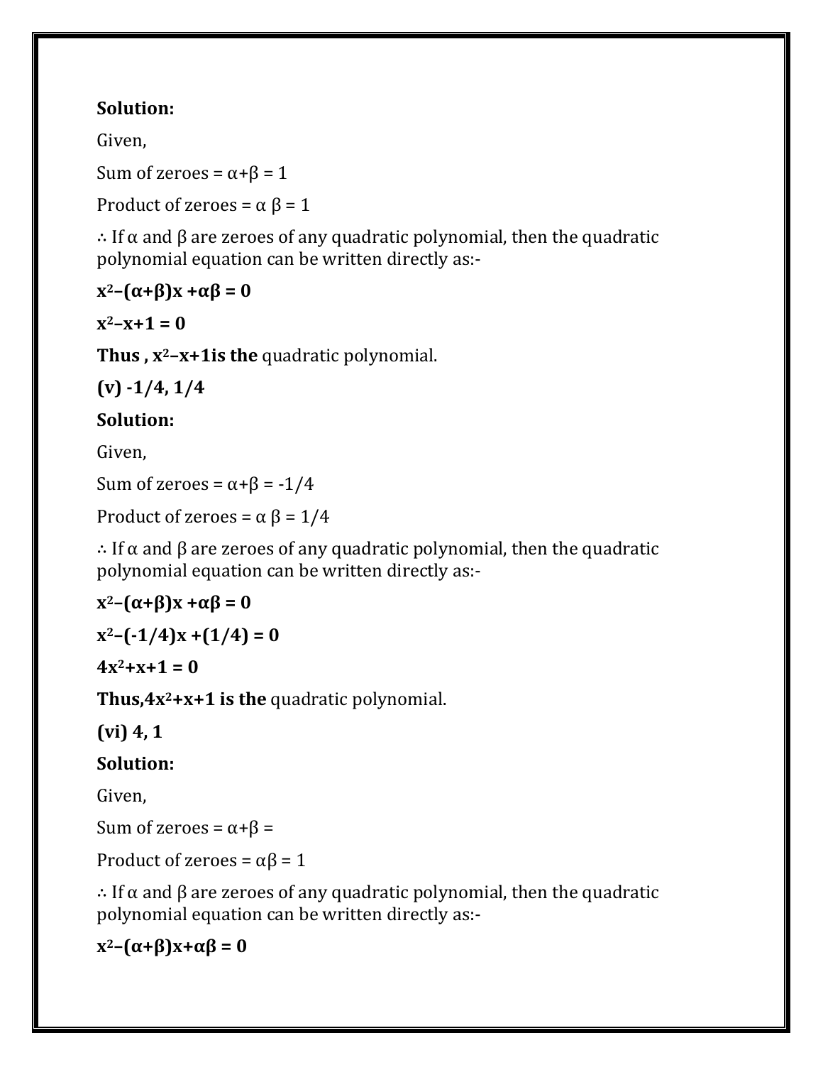**Solution:**

Given,

Sum of zeroes = $\alpha+\beta = 1$

Product of zeroes = $\alpha \beta = 1$

∴ If $\alpha$ and $\beta$ are zeroes of any quadratic polynomial, then the quadratic polynomial equation can be written directly as:-

$$x^2-(\alpha+\beta)x + \alpha\beta = 0$$

$$x^2-x+1 = 0$$

**Thus , $x^2-x+1$ is the** quadratic polynomial.

**(v) -1/4, 1/4**

**Solution:**

Given,

Sum of zeroes = $\alpha+\beta = -1/4$

Product of zeroes = $\alpha \beta = 1/4$

∴ If $\alpha$ and $\beta$ are zeroes of any quadratic polynomial, then the quadratic polynomial equation can be written directly as:-

$$x^2-(\alpha+\beta)x + \alpha\beta = 0$$

$$x^2-(-1/4)x + (1/4) = 0$$

$$4x^2+x+1 = 0$$

**Thus, $4x^2+x+1$ is the** quadratic polynomial.

**(vi) 4, 1**

**Solution:**

Given,

Sum of zeroes = $\alpha+\beta =$

Product of zeroes = $\alpha\beta = 1$

∴ If $\alpha$ and $\beta$ are zeroes of any quadratic polynomial, then the quadratic polynomial equation can be written directly as:-

$$x^2-(\alpha+\beta)x+\alpha\beta = 0$$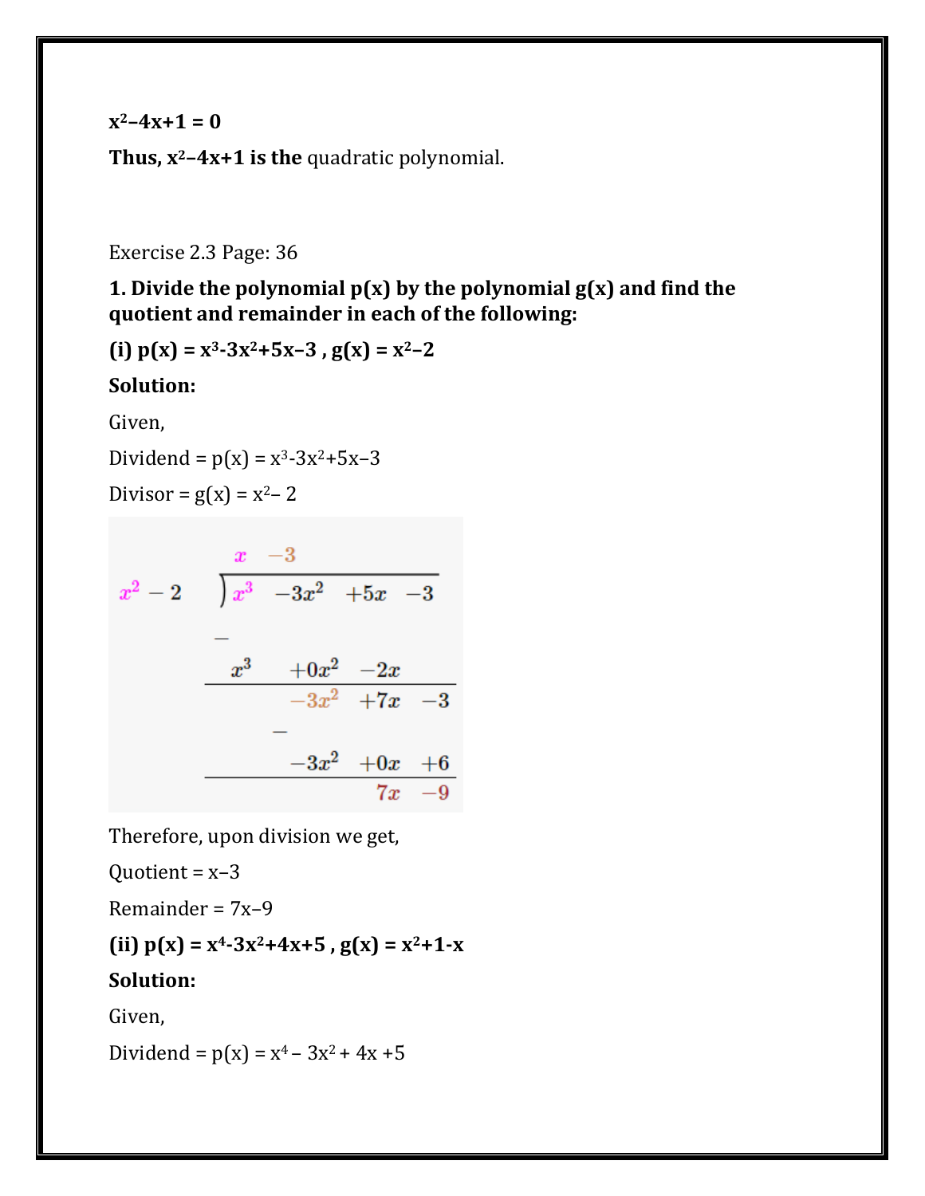**$x^2-4x+1 = 0$**

**Thus, $x^2-4x+1$ is the** quadratic polynomial.

Exercise 2.3 Page: 36

**1. Divide the polynomial p(x) by the polynomial g(x) and find the quotient and remainder in each of the following:**

**(i) $p(x) = x^3-3x^2+5x-3$ , $g(x) = x^2-2$**

**Solution:**

Given,

Dividend = $p(x) = x^3-3x^2+5x-3$

Divisor = $g(x) = x^2-2$

$$
\begin{array}{r|rrrr}
 & x & -3 & & \\
\hline
x^2-2 & x^3 & -3x^2 & +5x & -3 \\
- & x^3 & +0x^2 & -2x & \\
\hline
 & & -3x^2 & +7x & -3 \\
- & & -3x^2 & +0x & +6 \\
\hline
 & & & 7x & -9
\end{array}
$$

Therefore, upon division we get,

Quotient = $x-3$

Remainder = $7x-9$

**(ii) $p(x) = x^4-3x^2+4x+5$ , $g(x) = x^2+1-x$**

**Solution:**

Given,

Dividend = $p(x) = x^4 - 3x^2 + 4x + 5$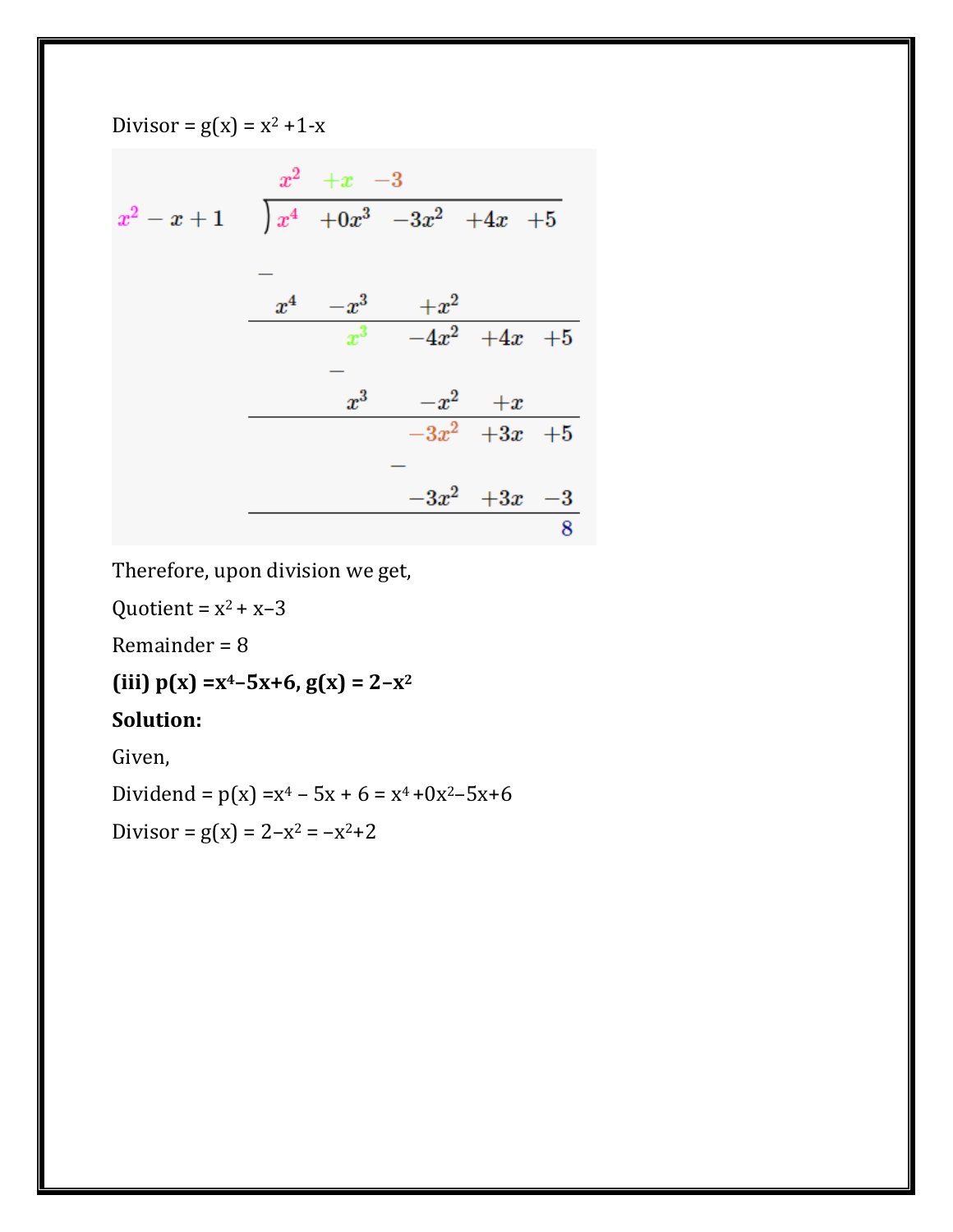Divisor = g(x) = $x^2$ +1-x

$$
\begin{array}{r|l}
 & x^2 \quad +x \quad -3 \\
\hline
x^2 - x + 1 & x^4 \quad +0x^3 \quad -3x^2 \quad +4x \quad +5 \\
 & - \\
 & x^4 \quad -x^3 \quad +x^2 \\
\hline
 & \qquad x^3 \quad -4x^2 \quad +4x \quad +5 \\
 & \qquad - \\
 & \qquad x^3 \quad -x^2 \quad +x \\
\hline
 & \qquad\qquad -3x^2 \quad +3x \quad +5 \\
 & \qquad\qquad - \\
 & \qquad\qquad -3x^2 \quad +3x \quad -3 \\
\hline
 & \qquad\qquad\qquad\qquad\quad 8
\end{array}
$$

Therefore, upon division we get,

Quotient = $x^2 + x - 3$

Remainder = 8

**(iii) p(x) =$x^4 - 5x + 6$, g(x) = $2 - x^2$**

**Solution:**

Given,

Dividend = p(x) =$x^4 - 5x + 6 = x^4 + 0x^2 - 5x + 6$

Divisor = g(x) = $2 - x^2 = -x^2 + 2$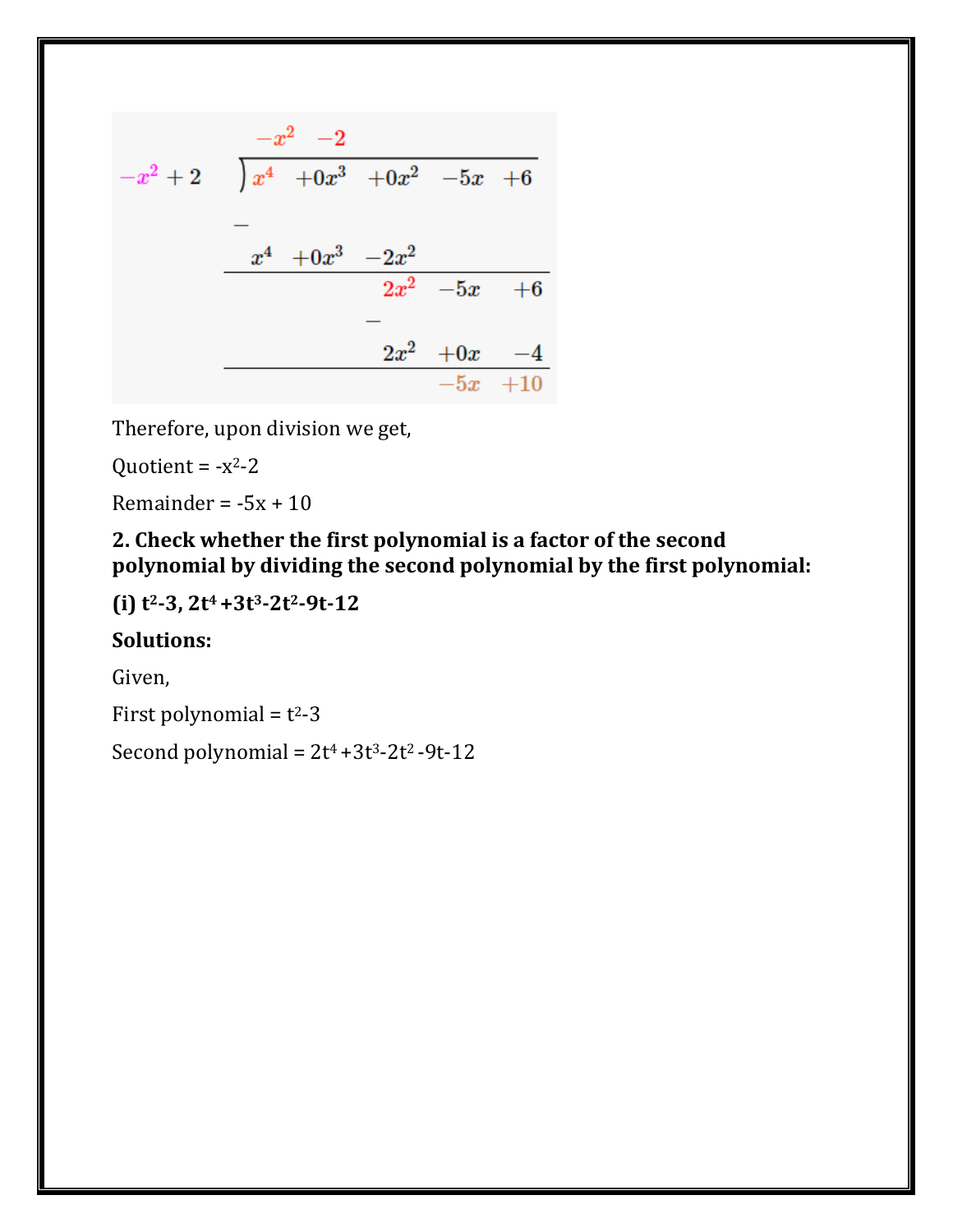$$
\begin{array}{r|llllll}
 & -x^2 & -2 & & & \\
\hline
-x^2+2 & x^4 & +0x^3 & +0x^2 & -5x & +6 \\
 & - & & & & \\
 & x^4 & +0x^3 & -2x^2 & & \\
\hline
 & & & 2x^2 & -5x & +6 \\
 & & & - & & \\
 & & & 2x^2 & +0x & -4 \\
\hline
 & & & & -5x & +10
\end{array}
$$

Therefore, upon division we get,

Quotient = $-x^2-2$

Remainder = $-5x + 10$

**2. Check whether the first polynomial is a factor of the second polynomial by dividing the second polynomial by the first polynomial:**

**(i) $t^2-3$, $2t^4+3t^3-2t^2-9t-12$**

**Solutions:**

Given,

First polynomial = $t^2-3$

Second polynomial = $2t^4+3t^3-2t^2-9t-12$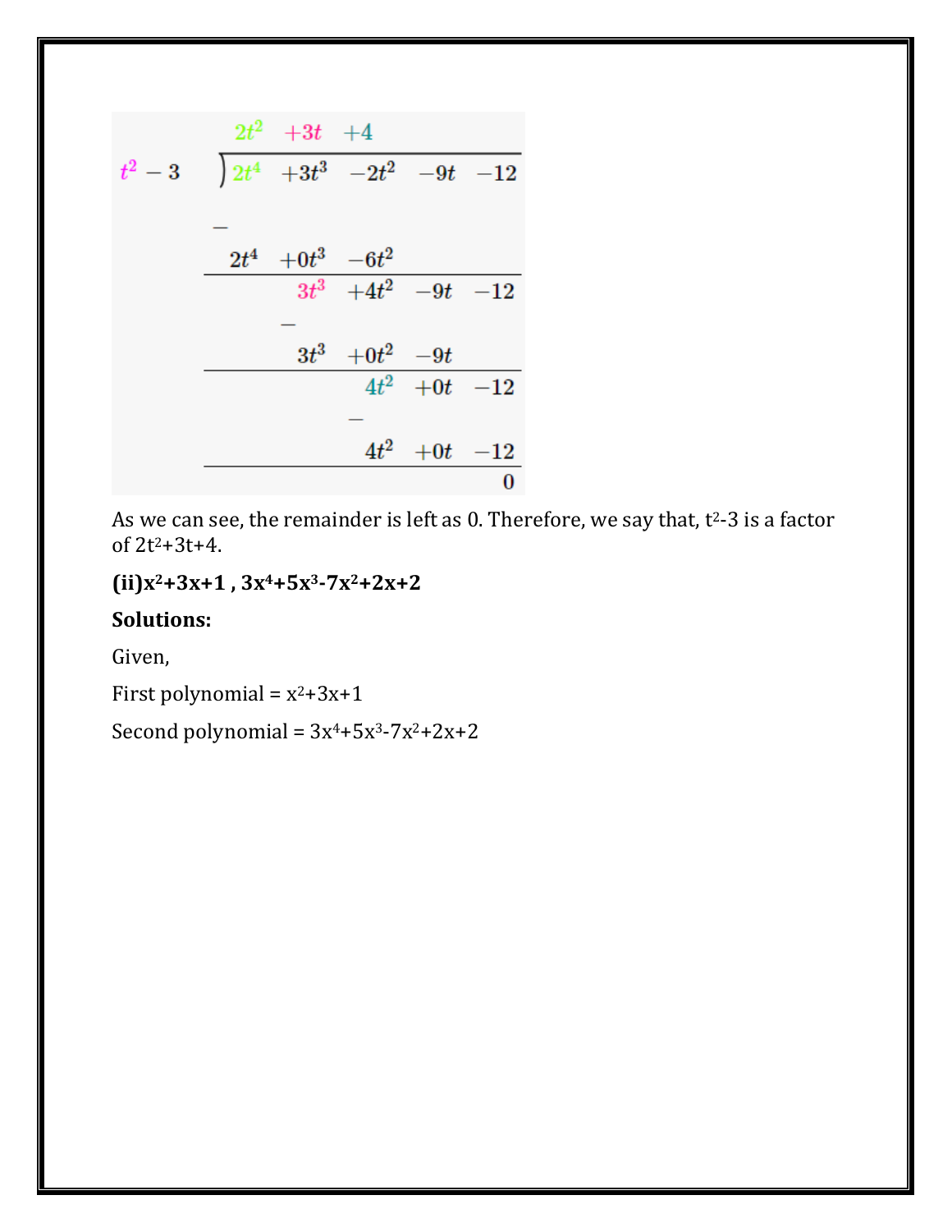$$
\begin{array}{r|l}
 & 2t^2 \quad +3t \quad +4 \\
\hline
t^2 - 3 & 2t^4 \quad +3t^3 \quad -2t^2 \quad -9t \quad -12 \\
 & - \\
 & 2t^4 \quad +0t^3 \quad -6t^2 \\
\hline
 & \qquad 3t^3 \quad +4t^2 \quad -9t \quad -12 \\
 & \qquad - \\
 & \qquad 3t^3 \quad +0t^2 \quad -9t \\
\hline
 & \qquad\qquad 4t^2 \quad +0t \quad -12 \\
 & \qquad\qquad - \\
 & \qquad\qquad 4t^2 \quad +0t \quad -12 \\
\hline
 & \qquad\qquad\qquad\qquad 0
\end{array}
$$

As we can see, the remainder is left as 0. Therefore, we say that, $t^2-3$ is a factor of $2t^2+3t+4$.

**(ii)$x^2+3x+1$ , $3x^4+5x^3-7x^2+2x+2$**

**Solutions:**

Given,

First polynomial = $x^2+3x+1$

Second polynomial = $3x^4+5x^3-7x^2+2x+2$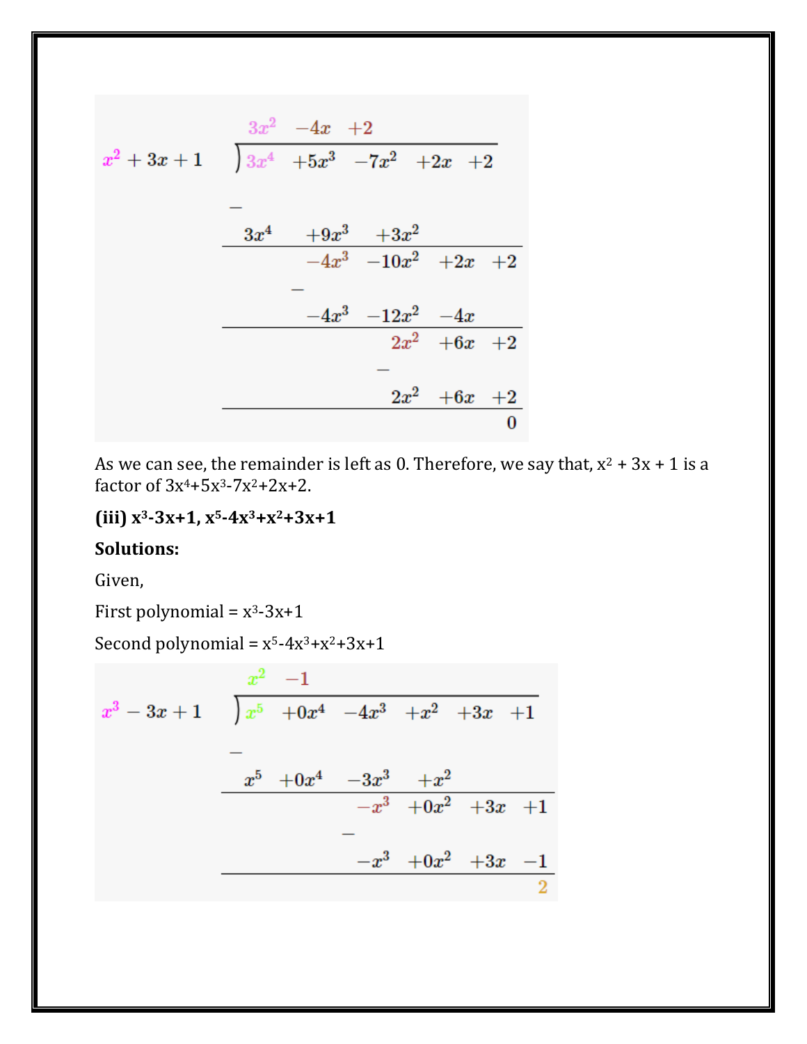$$
\begin{array}{r|l}
 & 3x^2 \quad -4x \quad +2 \\
\hline
x^2+3x+1 & 3x^4 \quad +5x^3 \quad -7x^2 \quad +2x \quad +2 \\
 & - \\
 & 3x^4 \quad +9x^3 \quad +3x^2 \\
\hline
 & \quad -4x^3 \quad -10x^2 \quad +2x \quad +2 \\
 & - \\
 & \quad -4x^3 \quad -12x^2 \quad -4x \\
\hline
 & \quad 2x^2 \quad +6x \quad +2 \\
 & - \\
 & \quad 2x^2 \quad +6x \quad +2 \\
\hline
 & \quad 0
\end{array}
$$

As we can see, the remainder is left as 0. Therefore, we say that, $x^2 + 3x + 1$ is a factor of $3x^4+5x^3-7x^2+2x+2$.

**(iii) $x^3-3x+1$, $x^5-4x^3+x^2+3x+1$**

**Solutions:**

Given,

First polynomial = $x^3-3x+1$

Second polynomial = $x^5-4x^3+x^2+3x+1$

$$
\begin{array}{r|l}
 & x^2 \quad -1 \\
\hline
x^3-3x+1 & x^5 \quad +0x^4 \quad -4x^3 \quad +x^2 \quad +3x \quad +1 \\
 & - \\
 & x^5 \quad +0x^4 \quad -3x^3 \quad +x^2 \\
\hline
 & \quad -x^3 \quad +0x^2 \quad +3x \quad +1 \\
 & - \\
 & \quad -x^3 \quad +0x^2 \quad +3x \quad -1 \\
\hline
 & \quad 2
\end{array}
$$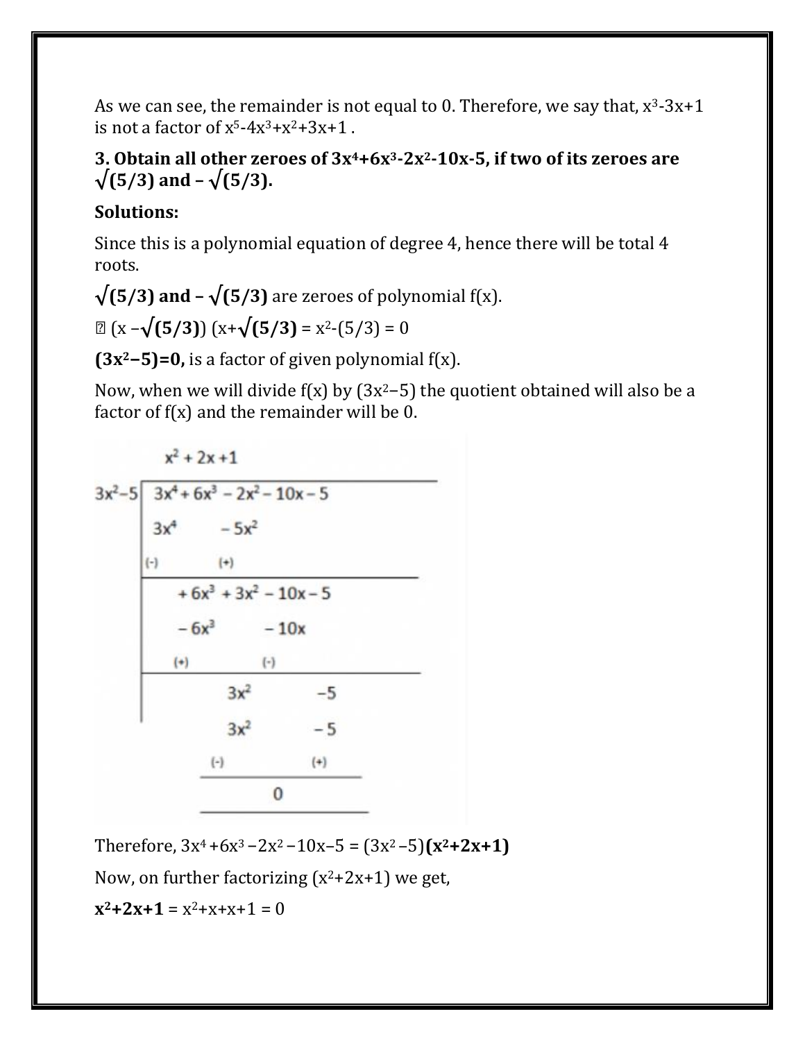As we can see, the remainder is not equal to 0. Therefore, we say that, $x^3-3x+1$ is not a factor of $x^5-4x^3+x^2+3x+1$ .

**3. Obtain all other zeroes of $3x^4+6x^3-2x^2-10x-5$, if two of its zeroes are $\sqrt{(5/3)}$ and $-\sqrt{(5/3)}$.**

**Solutions:**

Since this is a polynomial equation of degree 4, hence there will be total 4 roots.

**$\sqrt{(5/3)}$ and $-\sqrt{(5/3)}$** are zeroes of polynomial f(x).

∴ $(x-\sqrt{(5/3)})(x+\sqrt{(5/3)}) = x^2-(5/3) = 0$

**$(3x^2-5)=0$,** is a factor of given polynomial f(x).

Now, when we will divide f(x) by $(3x^2-5)$ the quotient obtained will also be a factor of f(x) and the remainder will be 0.

$$
\begin{array}{r|l}
 & x^2+2x+1 \\
\hline
3x^2-5 & 3x^4+6x^3-2x^2-10x-5 \\
 & 3x^4 \quad\quad -5x^2 \\
 & (-) \quad\quad (+) \\
\hline
 & +6x^3+3x^2-10x-5 \\
 & -6x^3 \quad\quad -10x \\
 & (+) \quad\quad (-) \\
\hline
 & 3x^2 \quad\quad -5 \\
 & 3x^2 \quad\quad -5 \\
 & (-) \quad\quad (+) \\
\hline
 & 0
\end{array}
$$

Therefore, $3x^4+6x^3-2x^2-10x-5 = (3x^2-5)$**$(x^2+2x+1)$**

Now, on further factorizing $(x^2+2x+1)$ we get,

**$x^2+2x+1$** $= x^2+x+x+1 = 0$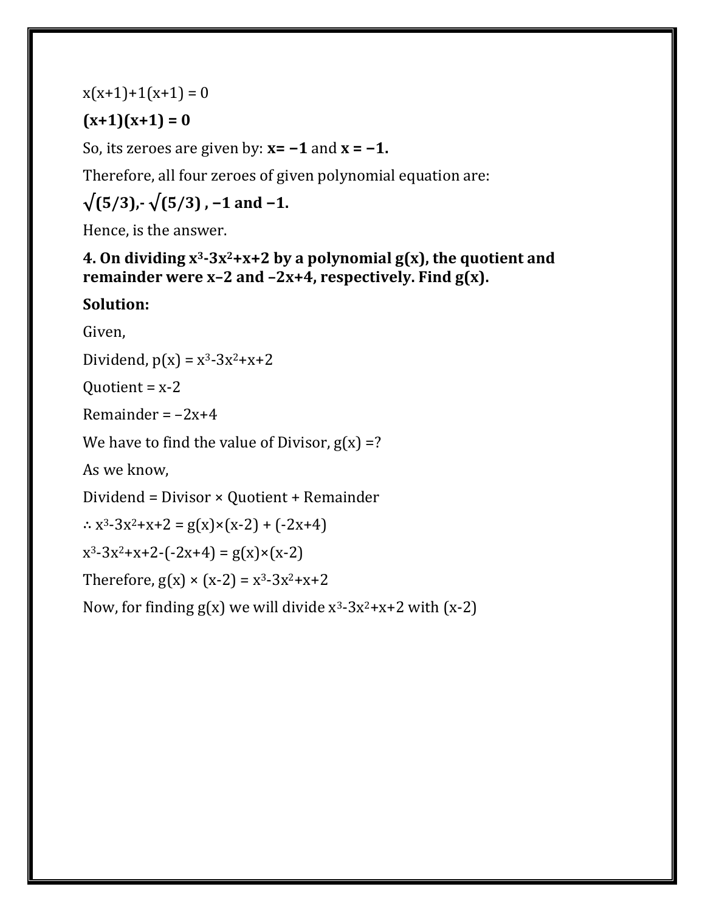$x(x+1)+1(x+1) = 0$

$\mathbf{(x+1)(x+1) = 0}$

So, its zeroes are given by: $\mathbf{x= -1}$ and $\mathbf{x = -1.}$

Therefore, all four zeroes of given polynomial equation are:

**$\sqrt{(5/3)}$,- $\sqrt{(5/3)}$ , −1 and −1.**

Hence, is the answer.

**4. On dividing $x^3$-$3x^2$+x+2 by a polynomial g(x), the quotient and remainder were x–2 and –2x+4, respectively. Find g(x).**

**Solution:**

Given,

Dividend, $p(x) = x^3-3x^2+x+2$

Quotient = $x-2$

Remainder = $-2x+4$

We have to find the value of Divisor, g(x) =?

As we know,

Dividend = Divisor × Quotient + Remainder

$\therefore x^3-3x^2+x+2 = g(x)\times(x-2) + (-2x+4)$

$x^3-3x^2+x+2-(-2x+4) = g(x)\times(x-2)$

Therefore, $g(x) \times (x-2) = x^3-3x^2+x+2$

Now, for finding g(x) we will divide $x^3-3x^2+x+2$ with $(x-2)$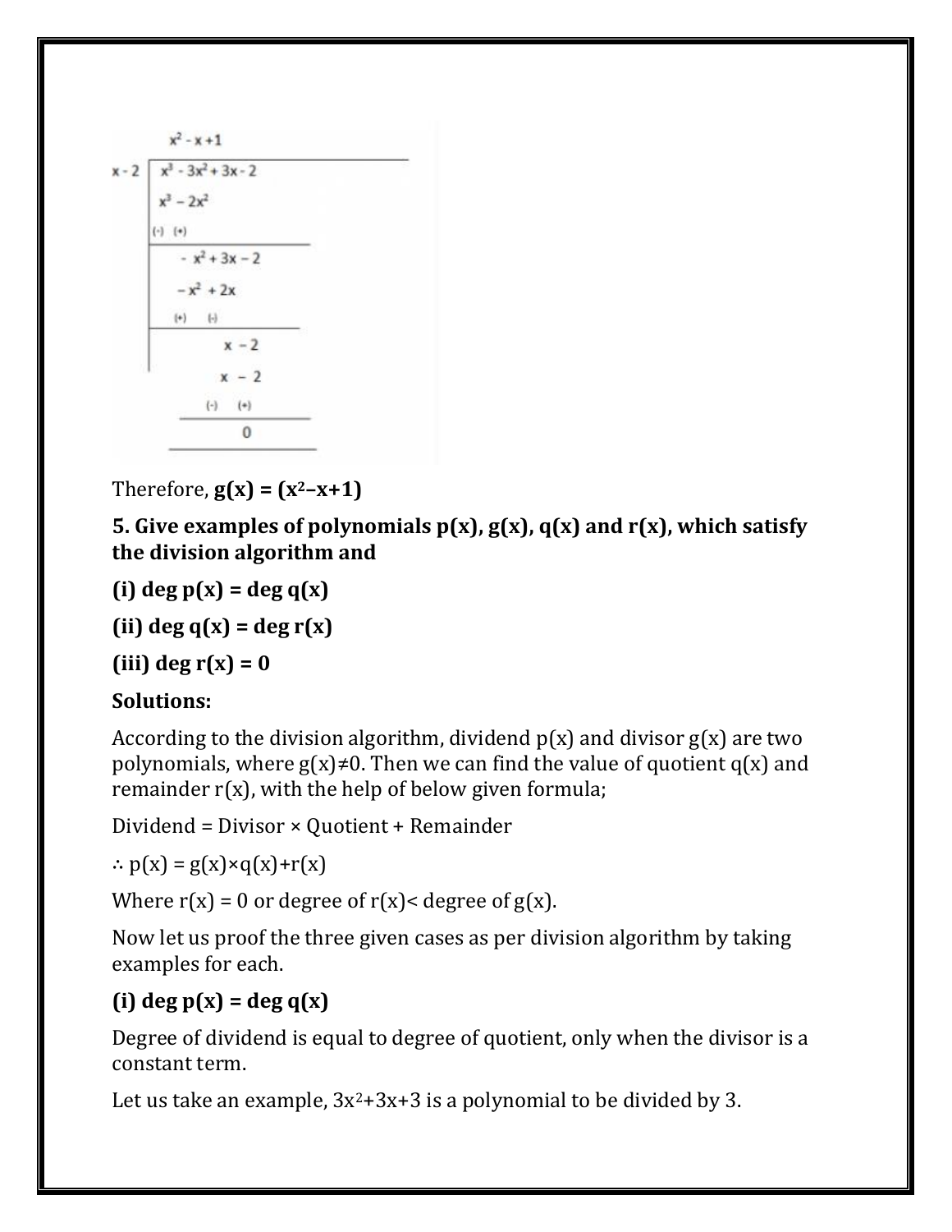```
            x² - x + 1
x - 2 ) x³ - 3x² + 3x - 2
        x³ - 2x²
        (-)  (+)
        ------------
           - x² + 3x - 2
           - x² + 2x
           (+)    (-)
           ------------
                  x - 2
                  x - 2
                 (-)  (+)
                 --------
                    0
                 --------
```

Therefore, $\mathbf{g(x) = (x^2 - x + 1)}$

**5. Give examples of polynomials p(x), g(x), q(x) and r(x), which satisfy the division algorithm and**

**(i) deg p(x) = deg q(x)**

**(ii) deg q(x) = deg r(x)**

**(iii) deg r(x) = 0**

**Solutions:**

According to the division algorithm, dividend p(x) and divisor g(x) are two polynomials, where $g(x) \neq 0$. Then we can find the value of quotient q(x) and remainder r(x), with the help of below given formula;

Dividend = Divisor × Quotient + Remainder

$\therefore p(x) = g(x) \times q(x) + r(x)$

Where r(x) = 0 or degree of r(x)< degree of g(x).

Now let us proof the three given cases as per division algorithm by taking examples for each.

**(i) deg p(x) = deg q(x)**

Degree of dividend is equal to degree of quotient, only when the divisor is a constant term.

Let us take an example, $3x^2+3x+3$ is a polynomial to be divided by 3.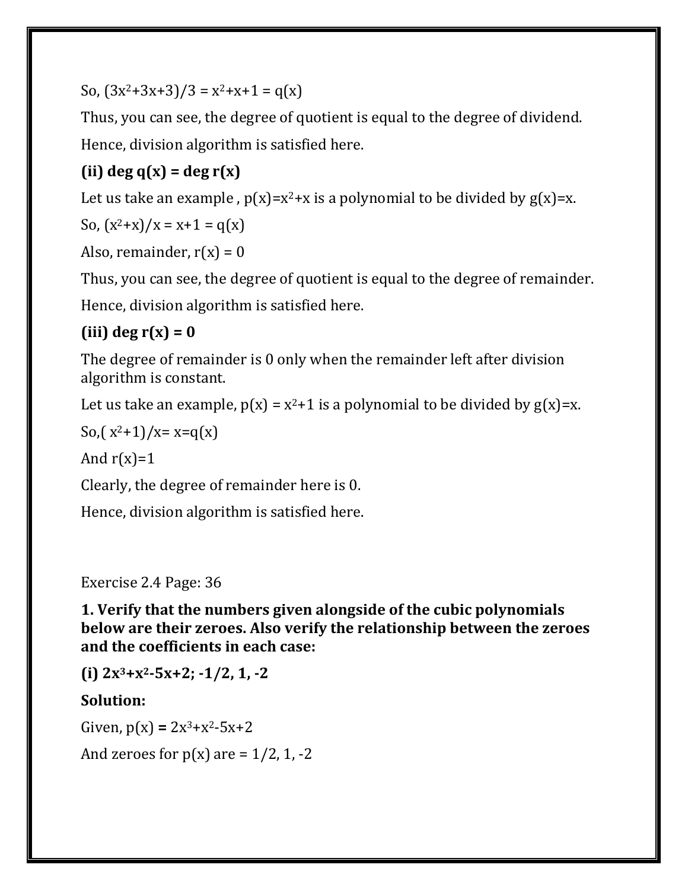So, $(3x^2+3x+3)/3 = x^2+x+1 = q(x)$

Thus, you can see, the degree of quotient is equal to the degree of dividend.

Hence, division algorithm is satisfied here.

**(ii) deg q(x) = deg r(x)**

Let us take an example , $p(x)=x^2+x$ is a polynomial to be divided by $g(x)=x$.

So, $(x^2+x)/x = x+1 = q(x)$

Also, remainder, $r(x) = 0$

Thus, you can see, the degree of quotient is equal to the degree of remainder.

Hence, division algorithm is satisfied here.

**(iii) deg r(x) = 0**

The degree of remainder is 0 only when the remainder left after division algorithm is constant.

Let us take an example, $p(x) = x^2+1$ is a polynomial to be divided by $g(x)=x$.

So,$( x^2+1)/x= x=q(x)$

And $r(x)=1$

Clearly, the degree of remainder here is 0.

Hence, division algorithm is satisfied here.

Exercise 2.4 Page: 36

**1. Verify that the numbers given alongside of the cubic polynomials below are their zeroes. Also verify the relationship between the zeroes and the coefficients in each case:**

**(i) $2x^3+x^2-5x+2$; $-1/2$, 1, -2**

**Solution:**

Given, $p(x) = 2x^3+x^2-5x+2$

And zeroes for p(x) are = $1/2$, 1, -2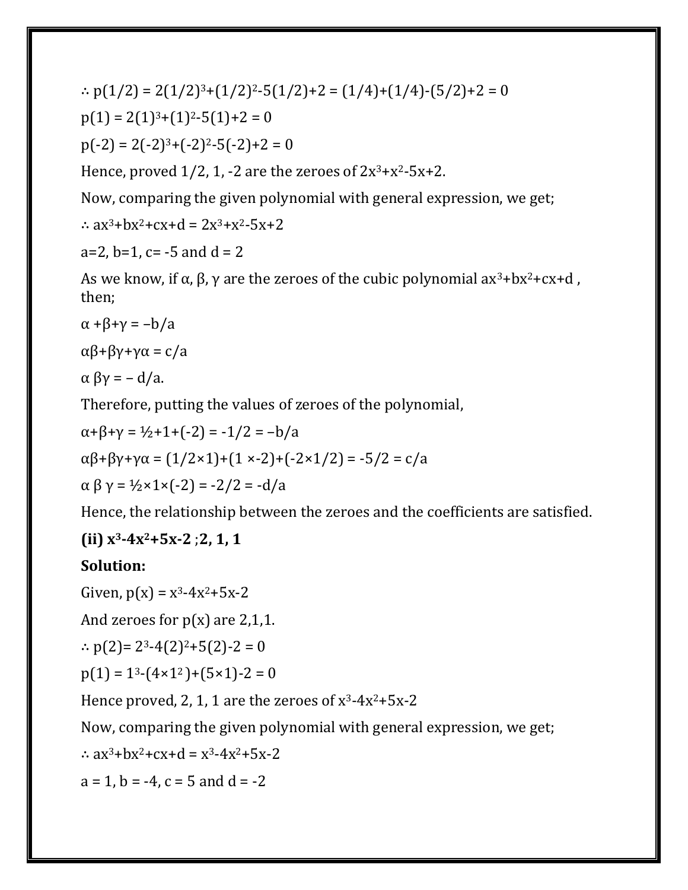$\therefore$ p(1/2) = $2(1/2)^3+(1/2)^2-5(1/2)+2 = (1/4)+(1/4)-(5/2)+2 = 0$

p(1) = $2(1)^3+(1)^2-5(1)+2 = 0$

p(-2) = $2(-2)^3+(-2)^2-5(-2)+2 = 0$

Hence, proved 1/2, 1, -2 are the zeroes of $2x^3+x^2-5x+2$.

Now, comparing the given polynomial with general expression, we get;

$\therefore ax^3+bx^2+cx+d = 2x^3+x^2-5x+2$

a=2, b=1, c= -5 and d = 2

As we know, if α, β, γ are the zeroes of the cubic polynomial $ax^3+bx^2+cx+d$ , then;

$\alpha +\beta+\gamma = -b/a$

$\alpha\beta+\beta\gamma+\gamma\alpha = c/a$

$\alpha \beta\gamma = - d/a$.

Therefore, putting the values of zeroes of the polynomial,

$\alpha+\beta+\gamma = ½+1+(-2) = -1/2 = -b/a$

$\alpha\beta+\beta\gamma+\gamma\alpha = (1/2\times1)+(1 \times-2)+(-2\times1/2) = -5/2 = c/a$

$\alpha \beta \gamma = ½\times1\times(-2) = -2/2 = -d/a$

Hence, the relationship between the zeroes and the coefficients are satisfied.

**(ii) $x^3-4x^2+5x-2$ ;2, 1, 1**

**Solution:**

Given, p(x) = $x^3-4x^2+5x-2$

And zeroes for p(x) are 2,1,1.

$\therefore$ p(2)= $2^3-4(2)^2+5(2)-2 = 0$

p(1) = $1^3-(4\times1^2)+(5\times1)-2 = 0$

Hence proved, 2, 1, 1 are the zeroes of $x^3-4x^2+5x-2$

Now, comparing the given polynomial with general expression, we get;

$\therefore ax^3+bx^2+cx+d = x^3-4x^2+5x-2$

a = 1, b = -4, c = 5 and d = -2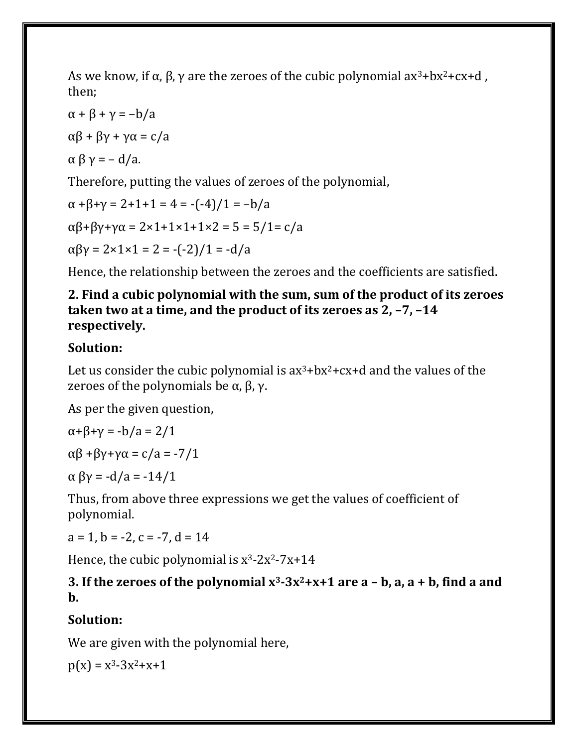As we know, if α, β, γ are the zeroes of the cubic polynomial $ax^3+bx^2+cx+d$, then;

$\alpha + \beta + \gamma = -b/a$

$\alpha\beta + \beta\gamma + \gamma\alpha = c/a$

$\alpha \beta \gamma = -d/a$.

Therefore, putting the values of zeroes of the polynomial,

$\alpha + \beta + \gamma = 2+1+1 = 4 = -(-4)/1 = -b/a$

$\alpha\beta+\beta\gamma+\gamma\alpha = 2\times1+1\times1+1\times2 = 5 = 5/1 = c/a$

$\alpha\beta\gamma = 2\times1\times1 = 2 = -(-2)/1 = -d/a$

Hence, the relationship between the zeroes and the coefficients are satisfied.

**2. Find a cubic polynomial with the sum, sum of the product of its zeroes taken two at a time, and the product of its zeroes as 2, –7, –14 respectively.**

**Solution:**

Let us consider the cubic polynomial is $ax^3+bx^2+cx+d$ and the values of the zeroes of the polynomials be α, β, γ.

As per the given question,

$\alpha+\beta+\gamma = -b/a = 2/1$

$\alpha\beta + \beta\gamma+\gamma\alpha = c/a = -7/1$

$\alpha \beta\gamma = -d/a = -14/1$

Thus, from above three expressions we get the values of coefficient of polynomial.

$a = 1, b = -2, c = -7, d = 14$

Hence, the cubic polynomial is $x^3-2x^2-7x+14$

**3. If the zeroes of the polynomial $x^3-3x^2+x+1$ are a – b, a, a + b, find a and b.**

**Solution:**

We are given with the polynomial here,

$p(x) = x^3-3x^2+x+1$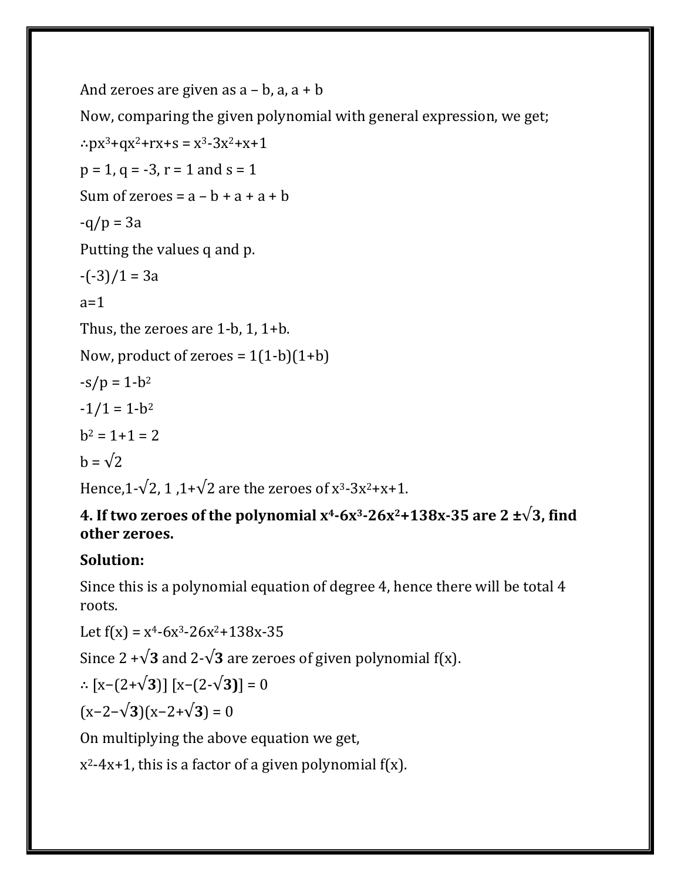And zeroes are given as $a - b$, $a$, $a + b$

Now, comparing the given polynomial with general expression, we get;

$\therefore px^3+qx^2+rx+s = x^3-3x^2+x+1$

$p = 1$, $q = -3$, $r = 1$ and $s = 1$

Sum of zeroes = $a - b + a + a + b$

$-q/p = 3a$

Putting the values q and p.

$-(-3)/1 = 3a$

$a=1$

Thus, the zeroes are $1-b$, $1$, $1+b$.

Now, product of zeroes = $1(1-b)(1+b)$

$-s/p = 1-b^2$

$-1/1 = 1-b^2$

$b^2 = 1+1 = 2$

$b = \sqrt{2}$

Hence, $1-\sqrt{2}$, $1$, $1+\sqrt{2}$ are the zeroes of $x^3-3x^2+x+1$.

**4. If two zeroes of the polynomial $x^4-6x^3-26x^2+138x-35$ are $2 \pm\sqrt{3}$, find other zeroes.**

**Solution:**

Since this is a polynomial equation of degree 4, hence there will be total 4 roots.

Let $f(x) = x^4-6x^3-26x^2+138x-35$

Since $2 +\sqrt{3}$ and $2-\sqrt{3}$ are zeroes of given polynomial f(x).

$\therefore [x-(2+\sqrt{3})]\ [x-(2-\sqrt{3})] = 0$

$(x-2-\sqrt{3})(x-2+\sqrt{3}) = 0$

On multiplying the above equation we get,

$x^2-4x+1$, this is a factor of a given polynomial f(x).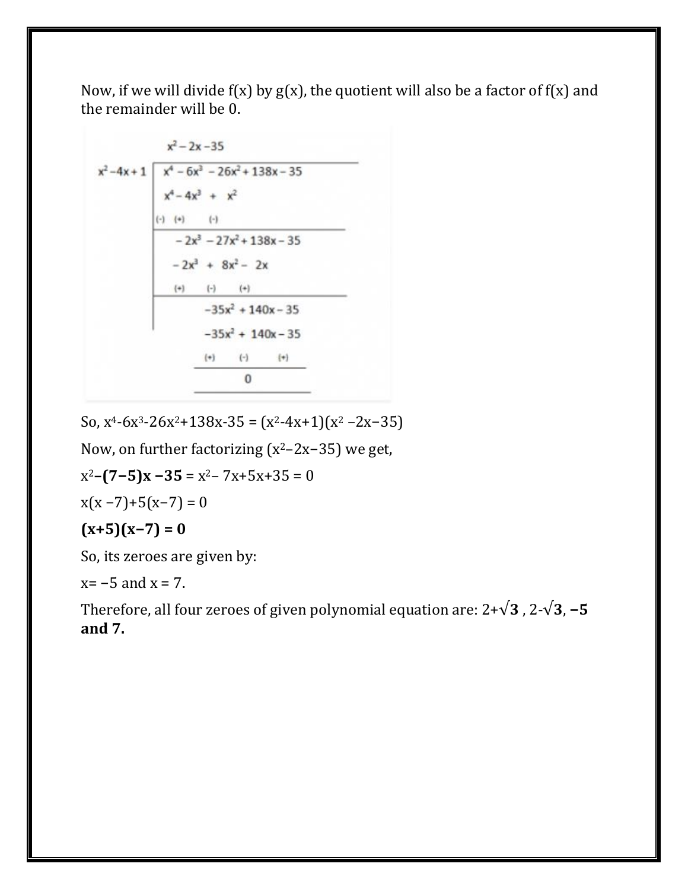Now, if we will divide f(x) by g(x), the quotient will also be a factor of f(x) and the remainder will be 0.

$$
\begin{array}{r|l}
 & x^2-2x-35 \\
\hline
x^2-4x+1 & x^4-6x^3-26x^2+138x-35 \\
 & x^4-4x^3+x^2 \\
 & (-)\;(+)\;\;(-) \\
\hline
 & -2x^3-27x^2+138x-35 \\
 & -2x^3+8x^2-2x \\
 & (+)\;\;(-)\;\;(+) \\
\hline
 & -35x^2+140x-35 \\
 & -35x^2+140x-35 \\
 & (+)\;\;(-)\;\;(+) \\
\hline
 & 0
\end{array}
$$

So, $x^4-6x^3-26x^2+138x-35 = (x^2-4x+1)(x^2-2x-35)$

Now, on further factorizing $(x^2-2x-35)$ we get,

$x^2$**$-(7-5)x-35$** $= x^2-7x+5x+35 = 0$

$x(x-7)+5(x-7) = 0$

**$(x+5)(x-7) = 0$**

So, its zeroes are given by:

$x = -5$ and $x = 7$.

Therefore, all four zeroes of given polynomial equation are: $2+\sqrt{3}$ , $2-\sqrt{3}$, **$-5$ and 7.**